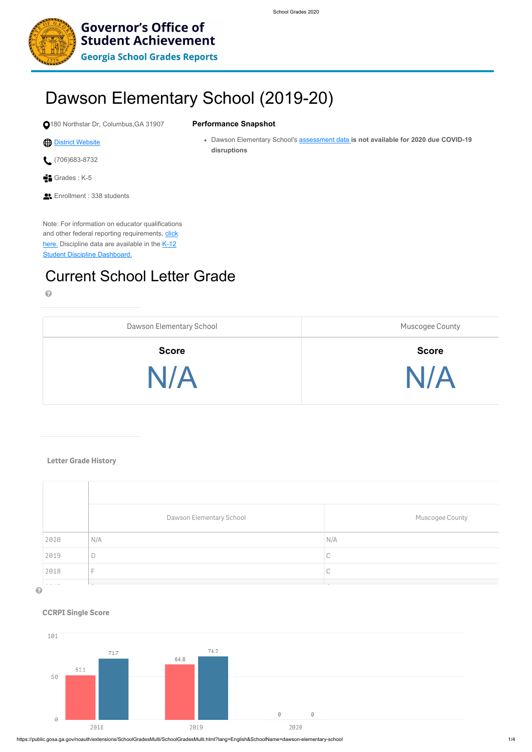**Governor's Office of Student Achievement**
**Georgia School Grades Reports**

# Dawson Elementary School (2019-20)

180 Northstar Dr, Columbus,GA 31907

District Website

(706)683-8732

Grades : K-5

Enrollment : 338 students

Note: For information on educator qualifications and other federal reporting requirements, click here. Discipline data are available in the K-12 Student Discipline Dashboard.

### Performance Snapshot

- Dawson Elementary School's assessment data **is not available for 2020 due COVID-19 disruptions**

## Current School Letter Grade

| Dawson Elementary School | Muscogee County |
|---|---|
| **Score** N/A | **Score** N/A |

### Letter Grade History

| | Dawson Elementary School | Muscogee County |
|---|---|---|
| 2020 | N/A | N/A |
| 2019 | D | C |
| 2018 | F | C |

### CCRPI Single Score

| Year | Dawson Elementary School | Muscogee County |
|---|---|---|
| 2018 | 52.1 | 71.7 |
| 2019 | 64.8 | 74.2 |
| 2020 | 0 | 0 |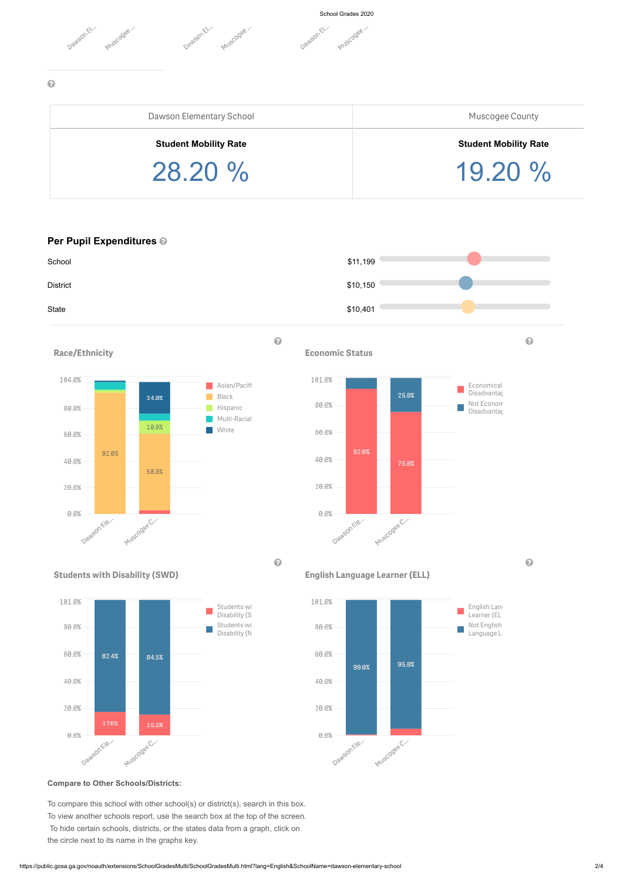School Grades 2020

| Dawson Elementary School | Muscogee County |
| --- | --- |
| **Student Mobility Rate** | **Student Mobility Rate** |
| 28.20 % | 19.20 % |

## Per Pupil Expenditures

| | |
| --- | --- |
| School | $11,199 |
| District | $10,150 |
| State | $10,401 |

### Race/Ethnicity

| | Dawson Ele... | Muscogee C... |
| --- | --- | --- |
| White | | 24.0% |
| Hispanic | | 10.0% |
| Black | 92.0% | 58.0% |

Legend: Asian/Pacifi, Black, Hispanic, Multi-Racial, White

### Economic Status

| | Dawson Ele... | Muscogee C... |
| --- | --- | --- |
| Economically Disadvantaged | 92.0% | 75.0% |
| Not Economically Disadvantaged | | 25.0% |

### Students with Disability (SWD)

| | Dawson Ele... | Muscogee C... |
| --- | --- | --- |
| Students with Disability (N | 82.4% | 84.5% |
| Students with Disability (S | 17.6% | 15.5% |

### English Language Learner (ELL)

| | Dawson Ele... | Muscogee C... |
| --- | --- | --- |
| Not English Language L | 99.0% | 95.0% |

Legend: English Language Learner (EL, Not English Language L

**Compare to Other Schools/Districts:**

To compare this school with other school(s) or district(s), search in this box.
To view another schools report, use the search box at the top of the screen.
To hide certain schools, districts, or the states data from a graph, click on the circle next to its name in the graphs key.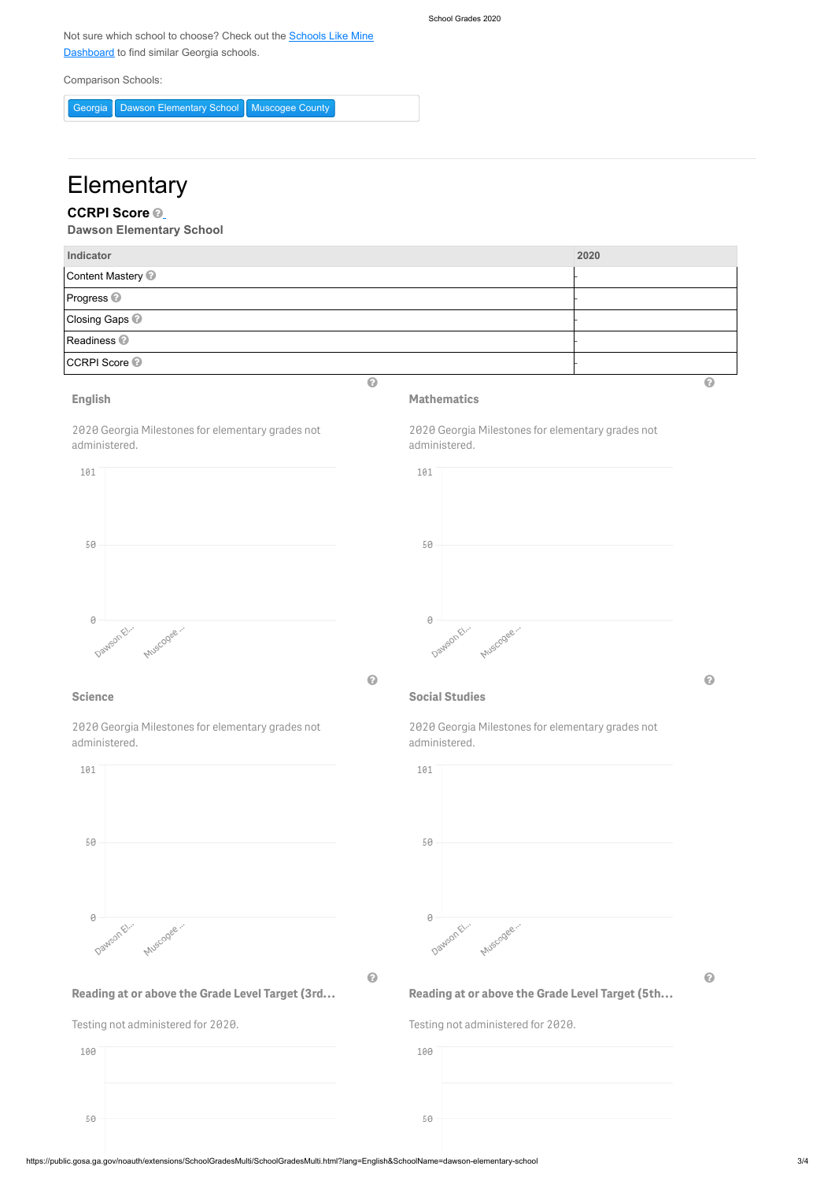Not sure which school to choose? Check out the Schools Like Mine Dashboard to find similar Georgia schools.

Comparison Schools:

Georgia | Dawson Elementary School | Muscogee County

# Elementary

**CCRPI Score**

**Dawson Elementary School**

| Indicator | 2020 |
|---|---|
| Content Mastery | - |
| Progress | - |
| Closing Gaps | - |
| Readiness | - |
| CCRPI Score | - |

### English

2020 Georgia Milestones for elementary grades not administered.

101
50
0
Dawson El... Muscogee ...

### Mathematics

2020 Georgia Milestones for elementary grades not administered.

101
50
0
Dawson El... Muscogee ...

### Science

2020 Georgia Milestones for elementary grades not administered.

101
50
0
Dawson El... Muscogee ...

### Social Studies

2020 Georgia Milestones for elementary grades not administered.

101
50
0
Dawson El... Muscogee ...

### Reading at or above the Grade Level Target (3rd...

Testing not administered for 2020.

100
50

### Reading at or above the Grade Level Target (5th...

Testing not administered for 2020.

100
50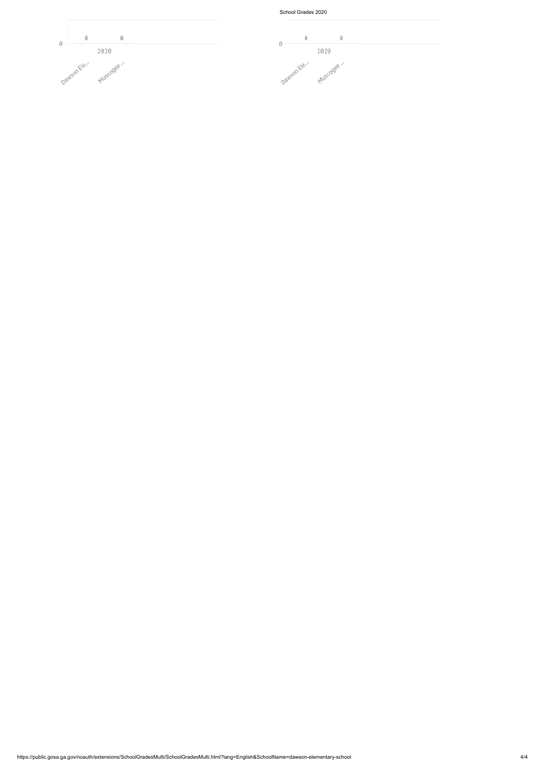0

0 0

2020

Dawson Ele...

Muscogee ...

School Grades 2020

0

0 0

2020

Dawson Ele...

Muscogee ...